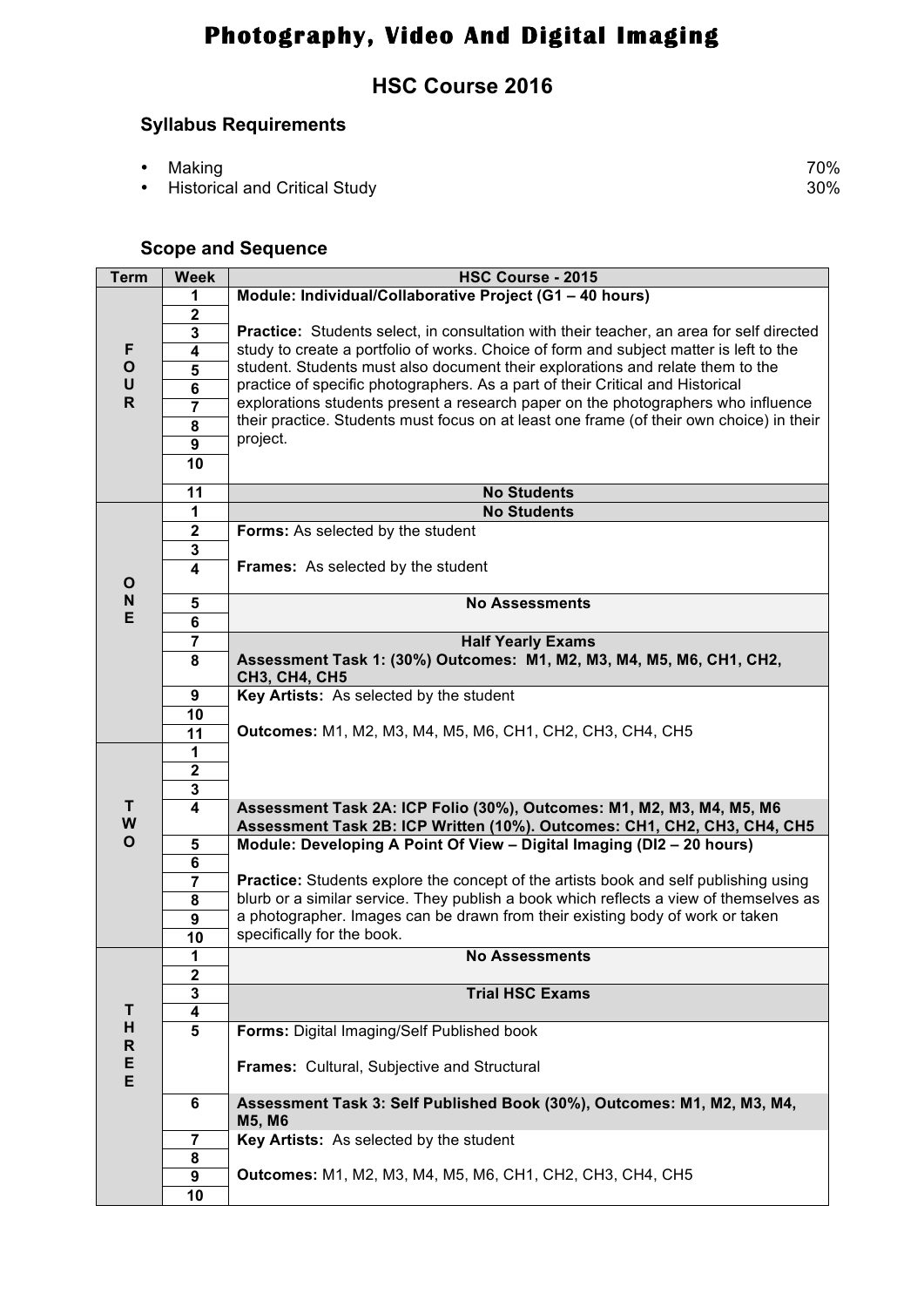# Photography, Video And Digital Imaging

## HSC Course 2016

### Syllabus Requirements

- Making 70%
- Historical and Critical Study 30%

### Scope and Sequence

| Term | Week | HSC Course - 2015 |
|---|---|---|
| FOUR | 1 | **Module: Individual/Collaborative Project (G1 – 40 hours)** |
| | 2 | |
| | 3 | **Practice:** Students select, in consultation with their teacher, an area for self directed study to create a portfolio of works. Choice of form and subject matter is left to the student. Students must also document their explorations and relate them to the practice of specific photographers. As a part of their Critical and Historical explorations students present a research paper on the photographers who influence their practice. Students must focus on at least one frame (of their own choice) in their project. |
| | 4 | |
| | 5 | |
| | 6 | |
| | 7 | |
| | 8 | |
| | 9 | |
| | 10 | |
| | 11 | **No Students** |
| ONE | 1 | **No Students** |
| | 2 | **Forms:** As selected by the student |
| | 3 | |
| | 4 | **Frames:** As selected by the student |
| | 5 | **No Assessments** |
| | 6 | |
| | 7 | **Half Yearly Exams** |
| | 8 | **Assessment Task 1: (30%) Outcomes: M1, M2, M3, M4, M5, M6, CH1, CH2, CH3, CH4, CH5** |
| | 9 | **Key Artists:** As selected by the student |
| | 10 | |
| | 11 | **Outcomes:** M1, M2, M3, M4, M5, M6, CH1, CH2, CH3, CH4, CH5 |
| TWO | 1 | |
| | 2 | |
| | 3 | |
| | 4 | **Assessment Task 2A: ICP Folio (30%), Outcomes: M1, M2, M3, M4, M5, M6**<br>**Assessment Task 2B: ICP Written (10%). Outcomes: CH1, CH2, CH3, CH4, CH5** |
| | 5 | **Module: Developing A Point Of View – Digital Imaging (DI2 – 20 hours)** |
| | 6 | |
| | 7 | **Practice:** Students explore the concept of the artists book and self publishing using blurb or a similar service. They publish a book which reflects a view of themselves as a photographer. Images can be drawn from their existing body of work or taken specifically for the book. |
| | 8 | |
| | 9 | |
| | 10 | |
| THREE | 1 | **No Assessments** |
| | 2 | |
| | 3 | **Trial HSC Exams** |
| | 4 | |
| | 5 | **Forms:** Digital Imaging/Self Published book<br><br>**Frames:** Cultural, Subjective and Structural |
| | 6 | **Assessment Task 3: Self Published Book (30%), Outcomes: M1, M2, M3, M4, M5, M6** |
| | 7 | **Key Artists:** As selected by the student |
| | 8 | |
| | 9 | **Outcomes:** M1, M2, M3, M4, M5, M6, CH1, CH2, CH3, CH4, CH5 |
| | 10 | |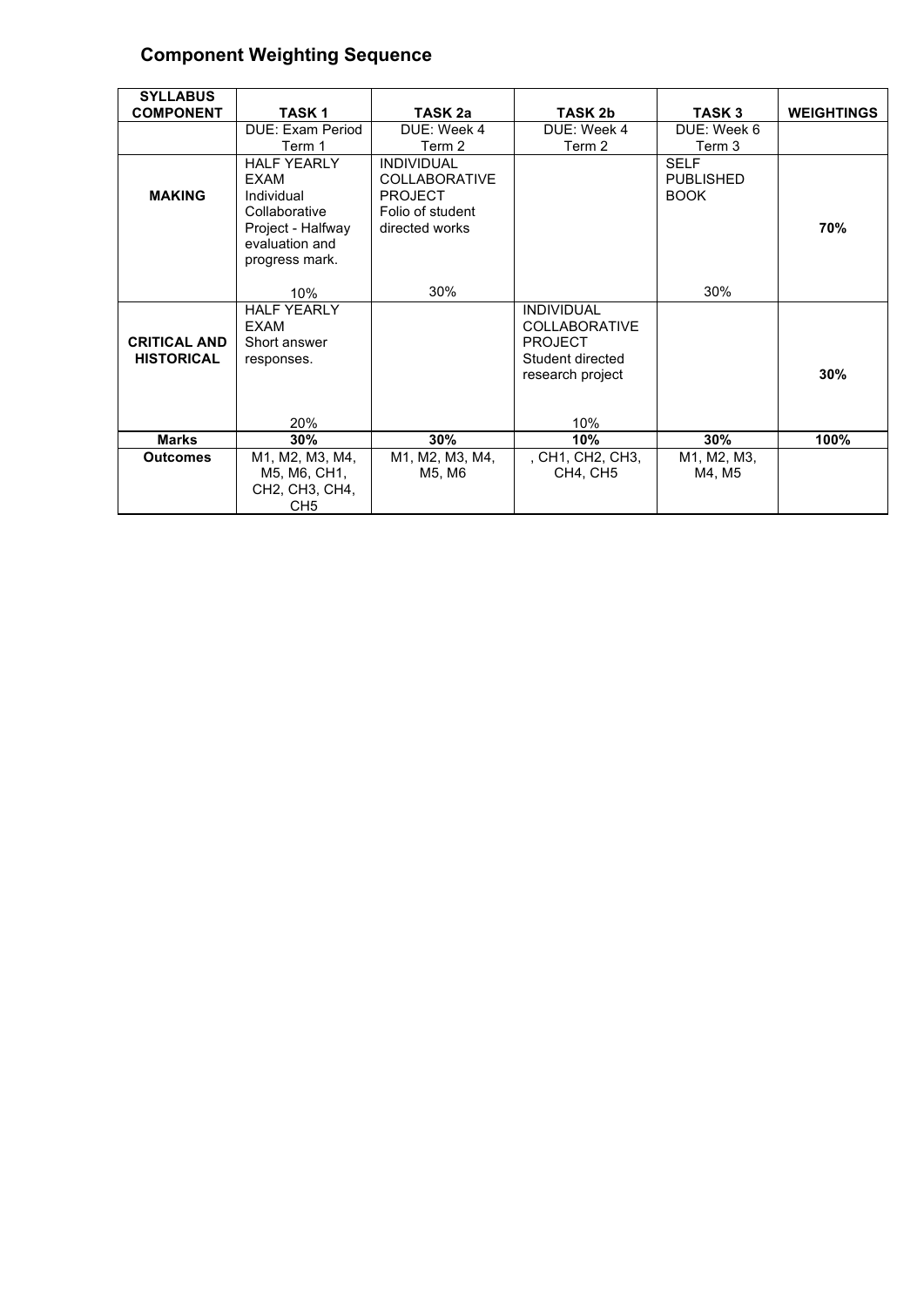## Component Weighting Sequence

| SYLLABUS COMPONENT | TASK 1 | TASK 2a | TASK 2b | TASK 3 | WEIGHTINGS |
|---|---|---|---|---|---|
| | DUE: Exam Period Term 1 | DUE: Week 4 Term 2 | DUE: Week 4 Term 2 | DUE: Week 6 Term 3 | |
| **MAKING** | HALF YEARLY EXAM Individual Collaborative Project - Halfway evaluation and progress mark. 10% | INDIVIDUAL COLLABORATIVE PROJECT Folio of student directed works 30% | | SELF PUBLISHED BOOK 30% | **70%** |
| **CRITICAL AND HISTORICAL** | HALF YEARLY EXAM Short answer responses. 20% | | INDIVIDUAL COLLABORATIVE PROJECT Student directed research project 10% | | **30%** |
| **Marks** | **30%** | **30%** | **10%** | **30%** | **100%** |
| **Outcomes** | M1, M2, M3, M4, M5, M6, CH1, CH2, CH3, CH4, CH5 | M1, M2, M3, M4, M5, M6 | , CH1, CH2, CH3, CH4, CH5 | M1, M2, M3, M4, M5 | |